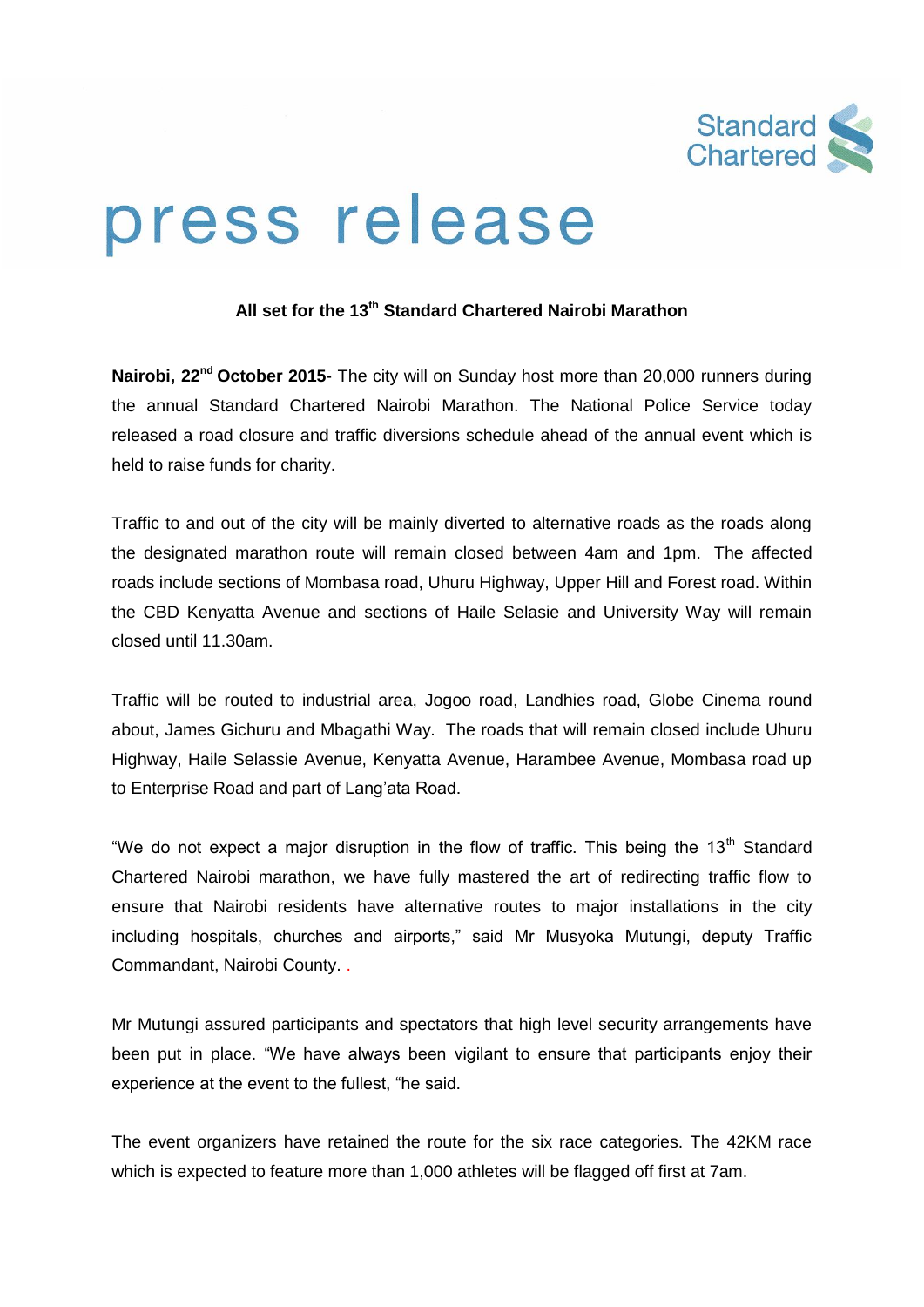Standard Chartered

# press release

### All set for the 13th Standard Chartered Nairobi Marathon

**Nairobi, 22nd October 2015**- The city will on Sunday host more than 20,000 runners during the annual Standard Chartered Nairobi Marathon. The National Police Service today released a road closure and traffic diversions schedule ahead of the annual event which is held to raise funds for charity.

Traffic to and out of the city will be mainly diverted to alternative roads as the roads along the designated marathon route will remain closed between 4am and 1pm. The affected roads include sections of Mombasa road, Uhuru Highway, Upper Hill and Forest road. Within the CBD Kenyatta Avenue and sections of Haile Selasie and University Way will remain closed until 11.30am.

Traffic will be routed to industrial area, Jogoo road, Landhies road, Globe Cinema round about, James Gichuru and Mbagathi Way. The roads that will remain closed include Uhuru Highway, Haile Selassie Avenue, Kenyatta Avenue, Harambee Avenue, Mombasa road up to Enterprise Road and part of Lang'ata Road.

"We do not expect a major disruption in the flow of traffic. This being the 13th Standard Chartered Nairobi marathon, we have fully mastered the art of redirecting traffic flow to ensure that Nairobi residents have alternative routes to major installations in the city including hospitals, churches and airports," said Mr Musyoka Mutungi, deputy Traffic Commandant, Nairobi County. .

Mr Mutungi assured participants and spectators that high level security arrangements have been put in place. "We have always been vigilant to ensure that participants enjoy their experience at the event to the fullest, "he said.

The event organizers have retained the route for the six race categories. The 42KM race which is expected to feature more than 1,000 athletes will be flagged off first at 7am.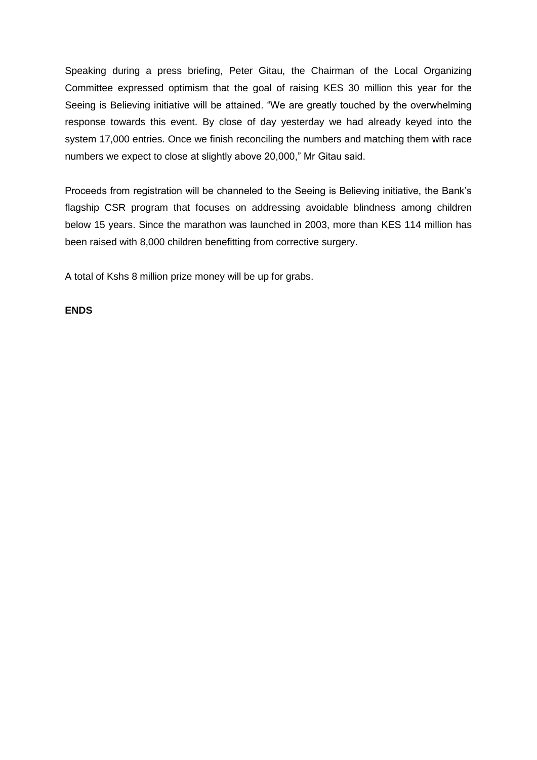Speaking during a press briefing, Peter Gitau, the Chairman of the Local Organizing Committee expressed optimism that the goal of raising KES 30 million this year for the Seeing is Believing initiative will be attained. "We are greatly touched by the overwhelming response towards this event. By close of day yesterday we had already keyed into the system 17,000 entries. Once we finish reconciling the numbers and matching them with race numbers we expect to close at slightly above 20,000," Mr Gitau said.

Proceeds from registration will be channeled to the Seeing is Believing initiative, the Bank's flagship CSR program that focuses on addressing avoidable blindness among children below 15 years. Since the marathon was launched in 2003, more than KES 114 million has been raised with 8,000 children benefitting from corrective surgery.

A total of Kshs 8 million prize money will be up for grabs.

**ENDS**